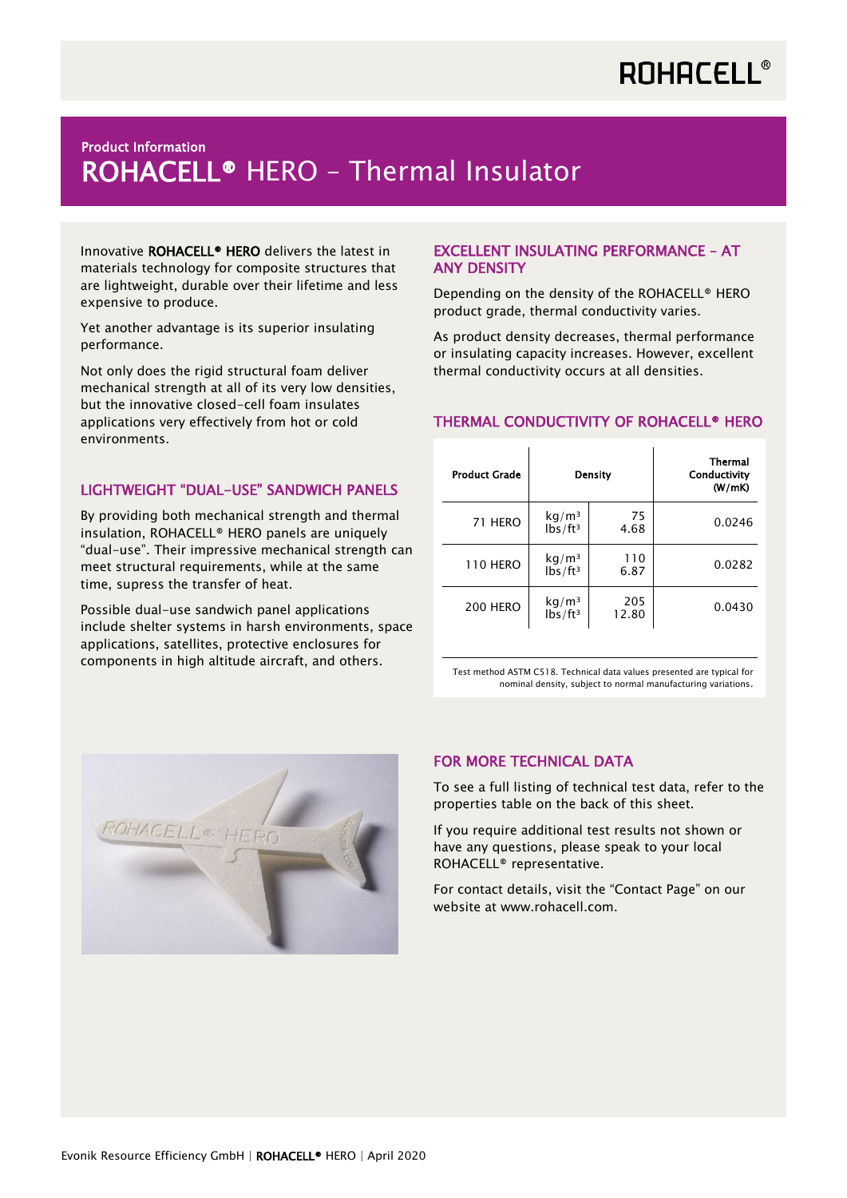# ROHACELL®

## Product Information

# ROHACELL® HERO – Thermal Insulator

Innovative **ROHACELL® HERO** delivers the latest in materials technology for composite structures that are lightweight, durable over their lifetime and less expensive to produce.

Yet another advantage is its superior insulating performance.

Not only does the rigid structural foam deliver mechanical strength at all of its very low densities, but the innovative closed-cell foam insulates applications very effectively from hot or cold environments.

## LIGHTWEIGHT "DUAL-USE" SANDWICH PANELS

By providing both mechanical strength and thermal insulation, ROHACELL® HERO panels are uniquely "dual-use". Their impressive mechanical strength can meet structural requirements, while at the same time, supress the transfer of heat.

Possible dual-use sandwich panel applications include shelter systems in harsh environments, space applications, satellites, protective enclosures for components in high altitude aircraft, and others.

## EXCELLENT INSULATING PERFORMANCE – AT ANY DENSITY

Depending on the density of the ROHACELL® HERO product grade, thermal conductivity varies.

As product density decreases, thermal performance or insulating capacity increases. However, excellent thermal conductivity occurs at all densities.

## THERMAL CONDUCTIVITY OF ROHACELL® HERO

| Product Grade | Density | | Thermal Conductivity (W/mK) |
|---|---|---|---|
| 71 HERO | $kg/m^3$<br>$lbs/ft^3$ | 75<br>4.68 | 0.0246 |
| 110 HERO | $kg/m^3$<br>$lbs/ft^3$ | 110<br>6.87 | 0.0282 |
| 200 HERO | $kg/m^3$<br>$lbs/ft^3$ | 205<br>12.80 | 0.0430 |

Test method ASTM C518. Technical data values presented are typical for nominal density, subject to normal manufacturing variations.

## FOR MORE TECHNICAL DATA

To see a full listing of technical test data, refer to the properties table on the back of this sheet.

If you require additional test results not shown or have any questions, please speak to your local ROHACELL® representative.

For contact details, visit the "Contact Page" on our website at www.rohacell.com.

Evonik Resource Efficiency GmbH | ROHACELL® HERO | April 2020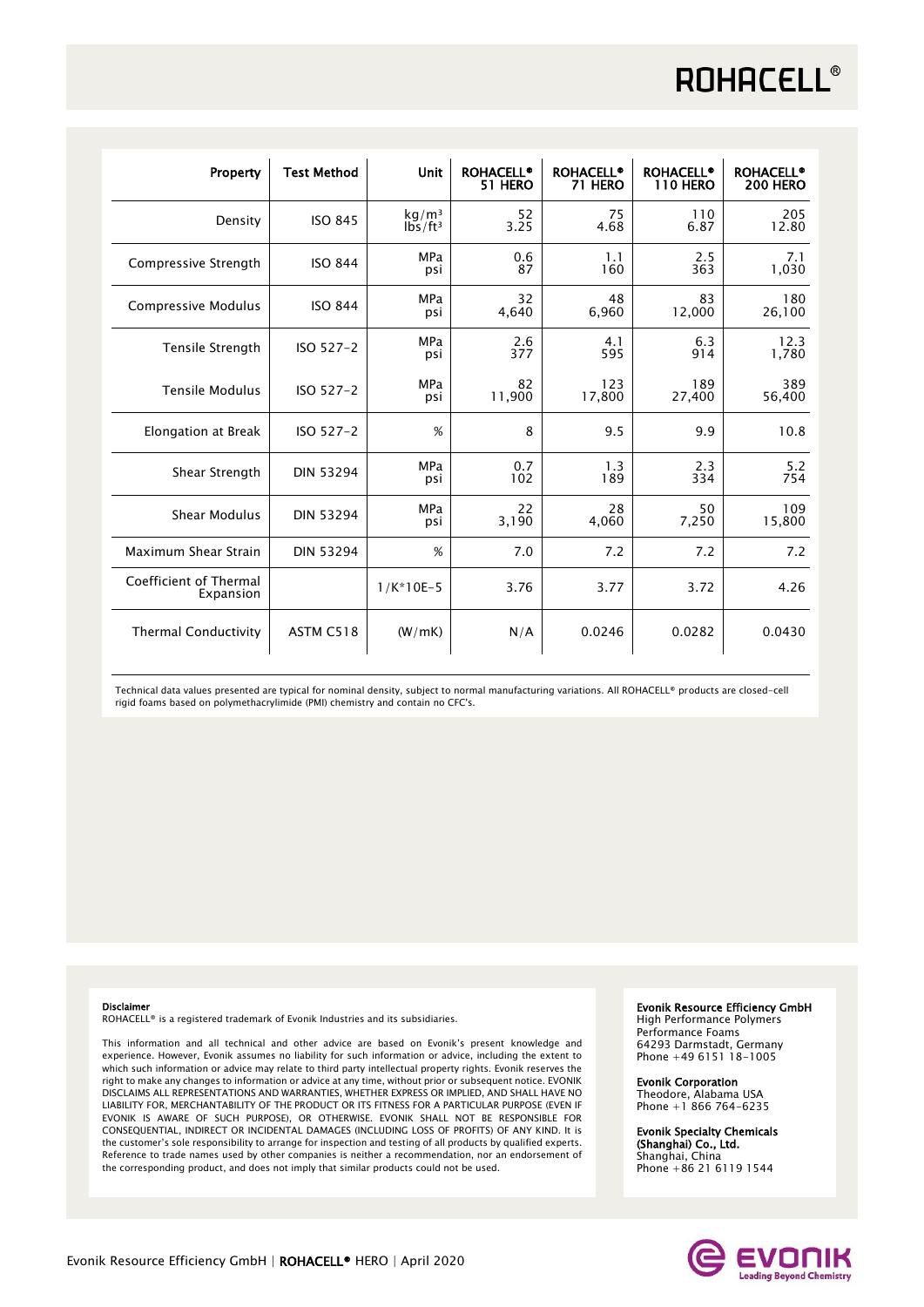| Property | Test Method | Unit | ROHACELL® 51 HERO | ROHACELL® 71 HERO | ROHACELL® 110 HERO | ROHACELL® 200 HERO |
|---|---|---|---|---|---|---|
| Density | ISO 845 | $kg/m^3$ <br> $lbs/ft^3$ | 52 <br> 3.25 | 75 <br> 4.68 | 110 <br> 6.87 | 205 <br> 12.80 |
| Compressive Strength | ISO 844 | MPa <br> psi | 0.6 <br> 87 | 1.1 <br> 160 | 2.5 <br> 363 | 7.1 <br> 1,030 |
| Compressive Modulus | ISO 844 | MPa <br> psi | 32 <br> 4,640 | 48 <br> 6,960 | 83 <br> 12,000 | 180 <br> 26,100 |
| Tensile Strength | ISO 527-2 | MPa <br> psi | 2.6 <br> 377 | 4.1 <br> 595 | 6.3 <br> 914 | 12.3 <br> 1,780 |
| Tensile Modulus | ISO 527-2 | MPa <br> psi | 82 <br> 11,900 | 123 <br> 17,800 | 189 <br> 27,400 | 389 <br> 56,400 |
| Elongation at Break | ISO 527-2 | % | 8 | 9.5 | 9.9 | 10.8 |
| Shear Strength | DIN 53294 | MPa <br> psi | 0.7 <br> 102 | 1.3 <br> 189 | 2.3 <br> 334 | 5.2 <br> 754 |
| Shear Modulus | DIN 53294 | MPa <br> psi | 22 <br> 3,190 | 28 <br> 4,060 | 50 <br> 7,250 | 109 <br> 15,800 |
| Maximum Shear Strain | DIN 53294 | % | 7.0 | 7.2 | 7.2 | 7.2 |
| Coefficient of Thermal Expansion | | 1/K*10E-5 | 3.76 | 3.77 | 3.72 | 4.26 |
| Thermal Conductivity | ASTM C518 | (W/mK) | N/A | 0.0246 | 0.0282 | 0.0430 |

Technical data values presented are typical for nominal density, subject to normal manufacturing variations. All ROHACELL® products are closed-cell rigid foams based on polymethacrylimide (PMI) chemistry and contain no CFC's.

**Disclaimer**

ROHACELL® is a registered trademark of Evonik Industries and its subsidiaries.

This information and all technical and other advice are based on Evonik's present knowledge and experience. However, Evonik assumes no liability for such information or advice, including the extent to which such information or advice may relate to third party intellectual property rights. Evonik reserves the right to make any changes to information or advice at any time, without prior or subsequent notice. EVONIK DISCLAIMS ALL REPRESENTATIONS AND WARRANTIES, WHETHER EXPRESS OR IMPLIED, AND SHALL HAVE NO LIABILITY FOR, MERCHANTABILITY OF THE PRODUCT OR ITS FITNESS FOR A PARTICULAR PURPOSE (EVEN IF EVONIK IS AWARE OF SUCH PURPOSE), OR OTHERWISE. EVONIK SHALL NOT BE RESPONSIBLE FOR CONSEQUENTIAL, INDIRECT OR INCIDENTAL DAMAGES (INCLUDING LOSS OF PROFITS) OF ANY KIND. It is the customer's sole responsibility to arrange for inspection and testing of all products by qualified experts. Reference to trade names used by other companies is neither a recommendation, nor an endorsement of the corresponding product, and does not imply that similar products could not be used.

**Evonik Resource Efficiency GmbH**
High Performance Polymers
Performance Foams
64293 Darmstadt, Germany
Phone +49 6151 18-1005

**Evonik Corporation**
Theodore, Alabama USA
Phone +1 866 764-6235

**Evonik Specialty Chemicals (Shanghai) Co., Ltd.**
Shanghai, China
Phone +86 21 6119 1544

Evonik Resource Efficiency GmbH | **ROHACELL®** HERO | April 2020